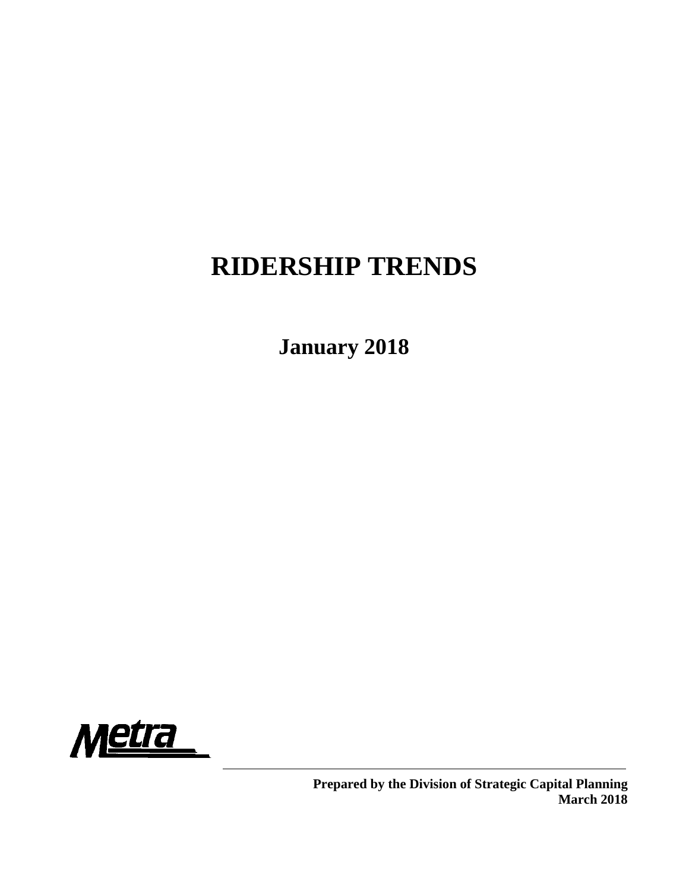# RIDERSHIP TRENDS

## January 2018

Metra

**Prepared by the Division of Strategic Capital Planning**
**March 2018**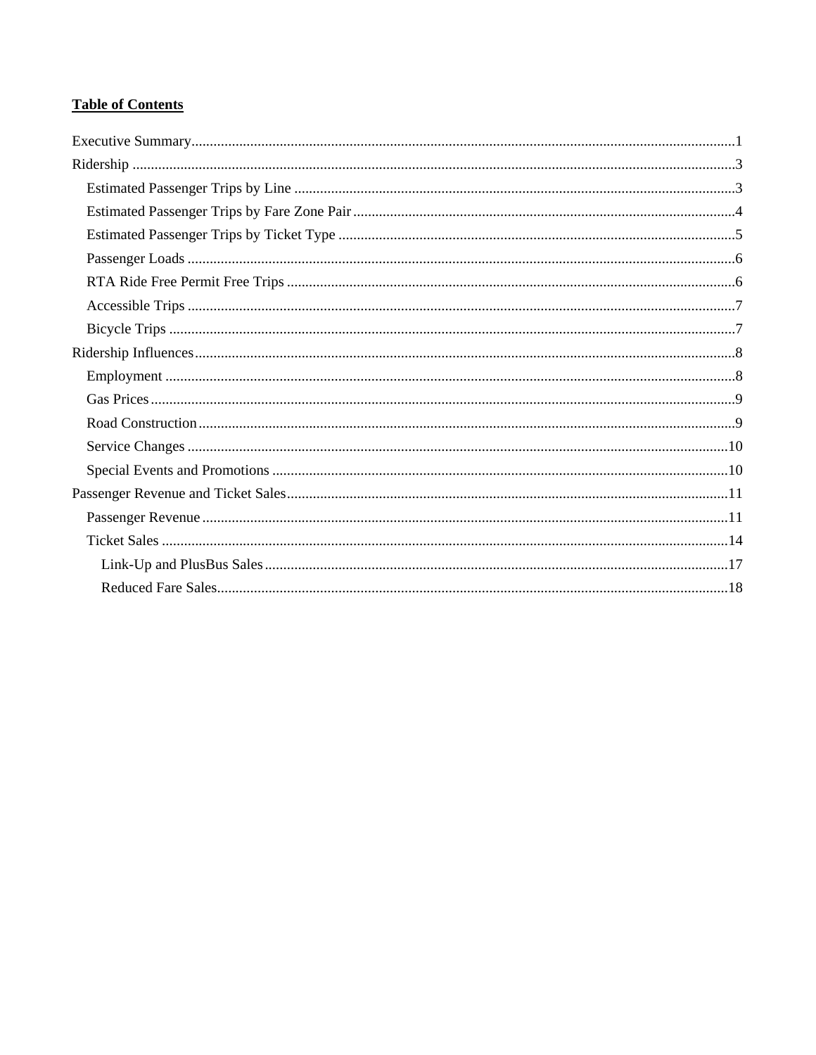**Table of Contents**

Executive Summary....................................................................................................................................1
Ridership ...................................................................................................................................................3
  Estimated Passenger Trips by Line .......................................................................................................3
  Estimated Passenger Trips by Fare Zone Pair .......................................................................................4
  Estimated Passenger Trips by Ticket Type ...........................................................................................5
  Passenger Loads ....................................................................................................................................6
  RTA Ride Free Permit Free Trips .........................................................................................................6
  Accessible Trips ....................................................................................................................................7
  Bicycle Trips .........................................................................................................................................7
Ridership Influences..................................................................................................................................8
  Employment ..........................................................................................................................................8
  Gas Prices ..............................................................................................................................................9
  Road Construction .................................................................................................................................9
  Service Changes ..................................................................................................................................10
  Special Events and Promotions ...........................................................................................................10
Passenger Revenue and Ticket Sales.......................................................................................................11
  Passenger Revenue ..............................................................................................................................11
  Ticket Sales .........................................................................................................................................14
    Link-Up and PlusBus Sales.............................................................................................................17
    Reduced Fare Sales..........................................................................................................................18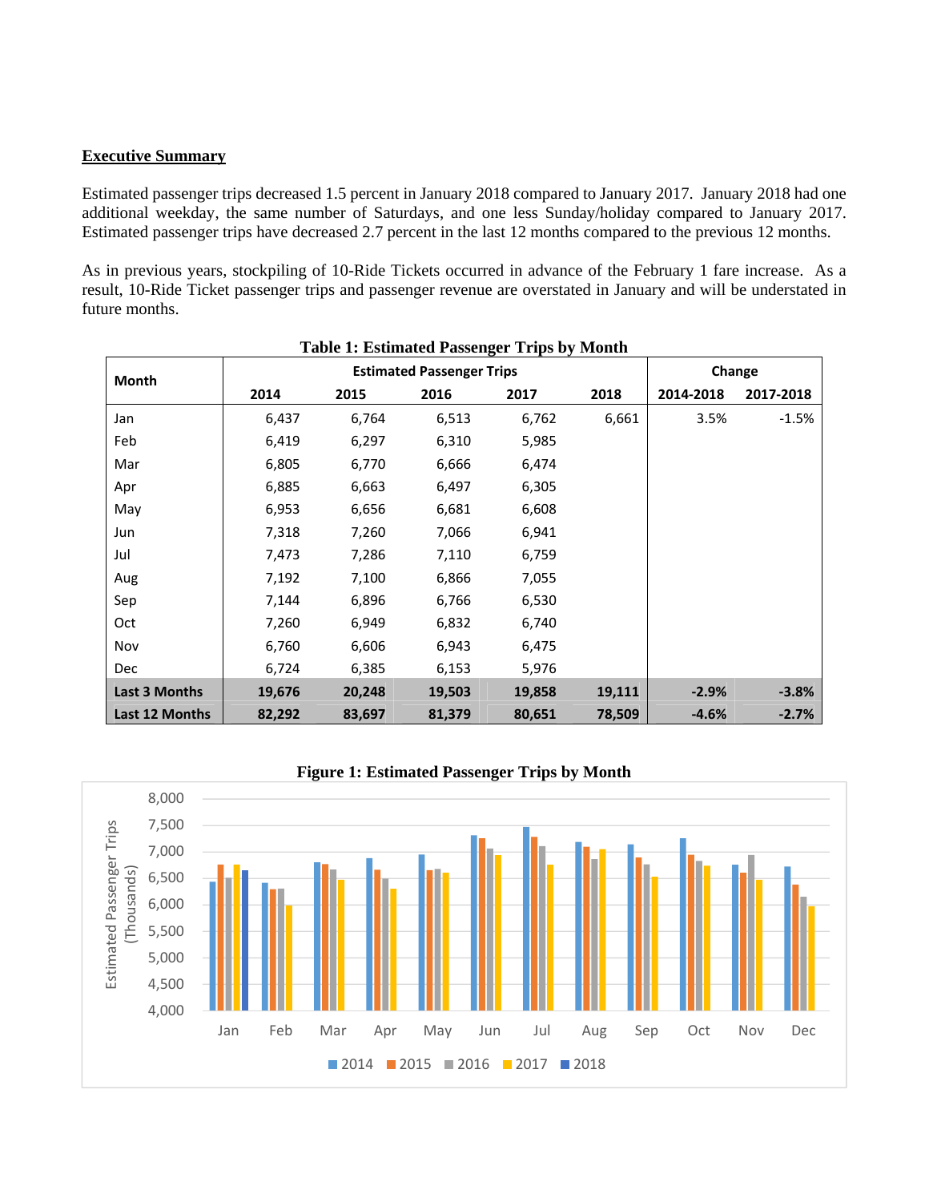## Executive Summary

Estimated passenger trips decreased 1.5 percent in January 2018 compared to January 2017. January 2018 had one additional weekday, the same number of Saturdays, and one less Sunday/holiday compared to January 2017. Estimated passenger trips have decreased 2.7 percent in the last 12 months compared to the previous 12 months.

As in previous years, stockpiling of 10-Ride Tickets occurred in advance of the February 1 fare increase. As a result, 10-Ride Ticket passenger trips and passenger revenue are overstated in January and will be understated in future months.

**Table 1: Estimated Passenger Trips by Month**

| Month | Estimated Passenger Trips | | | | | Change | |
|---|---|---|---|---|---|---|---|
| | 2014 | 2015 | 2016 | 2017 | 2018 | 2014-2018 | 2017-2018 |
| Jan | 6,437 | 6,764 | 6,513 | 6,762 | 6,661 | 3.5% | -1.5% |
| Feb | 6,419 | 6,297 | 6,310 | 5,985 | | | |
| Mar | 6,805 | 6,770 | 6,666 | 6,474 | | | |
| Apr | 6,885 | 6,663 | 6,497 | 6,305 | | | |
| May | 6,953 | 6,656 | 6,681 | 6,608 | | | |
| Jun | 7,318 | 7,260 | 7,066 | 6,941 | | | |
| Jul | 7,473 | 7,286 | 7,110 | 6,759 | | | |
| Aug | 7,192 | 7,100 | 6,866 | 7,055 | | | |
| Sep | 7,144 | 6,896 | 6,766 | 6,530 | | | |
| Oct | 7,260 | 6,949 | 6,832 | 6,740 | | | |
| Nov | 6,760 | 6,606 | 6,943 | 6,475 | | | |
| Dec | 6,724 | 6,385 | 6,153 | 5,976 | | | |
| **Last 3 Months** | **19,676** | **20,248** | **19,503** | **19,858** | **19,111** | **-2.9%** | **-3.8%** |
| **Last 12 Months** | **82,292** | **83,697** | **81,379** | **80,651** | **78,509** | **-4.6%** | **-2.7%** |

**Figure 1: Estimated Passenger Trips by Month**

Estimated Passenger Trips (Thousands)

8,000
7,500
7,000
6,500
6,000
5,500
5,000
4,500
4,000

Jan Feb Mar Apr May Jun Jul Aug Sep Oct Nov Dec

2014 2015 2016 2017 2018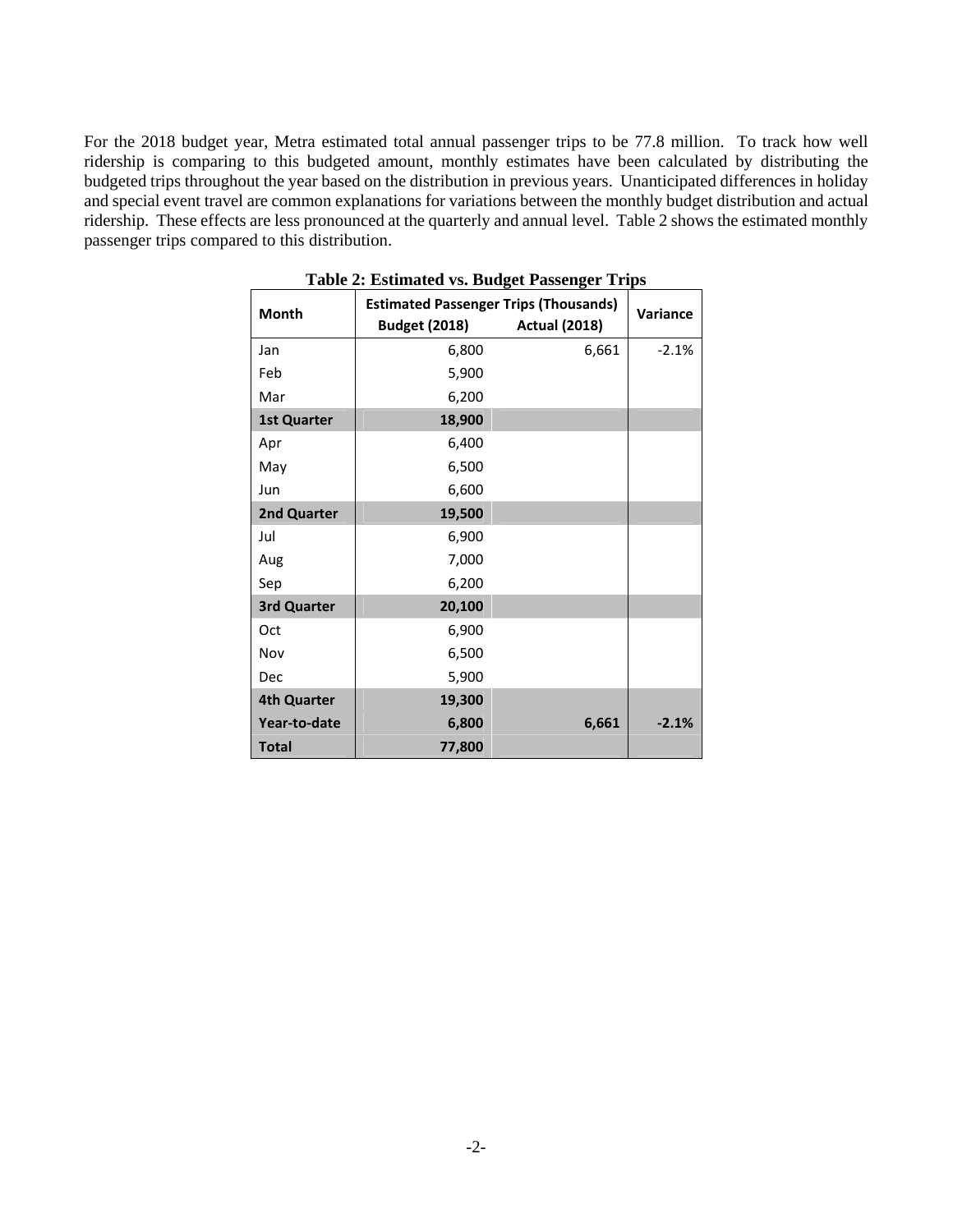For the 2018 budget year, Metra estimated total annual passenger trips to be 77.8 million. To track how well ridership is comparing to this budgeted amount, monthly estimates have been calculated by distributing the budgeted trips throughout the year based on the distribution in previous years. Unanticipated differences in holiday and special event travel are common explanations for variations between the monthly budget distribution and actual ridership. These effects are less pronounced at the quarterly and annual level. Table 2 shows the estimated monthly passenger trips compared to this distribution.

**Table 2: Estimated vs. Budget Passenger Trips**

| Month | Estimated Passenger Trips (Thousands) | | Variance |
|---|---|---|---|
| | Budget (2018) | Actual (2018) | |
| Jan | 6,800 | 6,661 | -2.1% |
| Feb | 5,900 | | |
| Mar | 6,200 | | |
| **1st Quarter** | **18,900** | | |
| Apr | 6,400 | | |
| May | 6,500 | | |
| Jun | 6,600 | | |
| **2nd Quarter** | **19,500** | | |
| Jul | 6,900 | | |
| Aug | 7,000 | | |
| Sep | 6,200 | | |
| **3rd Quarter** | **20,100** | | |
| Oct | 6,900 | | |
| Nov | 6,500 | | |
| Dec | 5,900 | | |
| **4th Quarter** | **19,300** | | |
| **Year-to-date** | **6,800** | **6,661** | **-2.1%** |
| **Total** | **77,800** | | |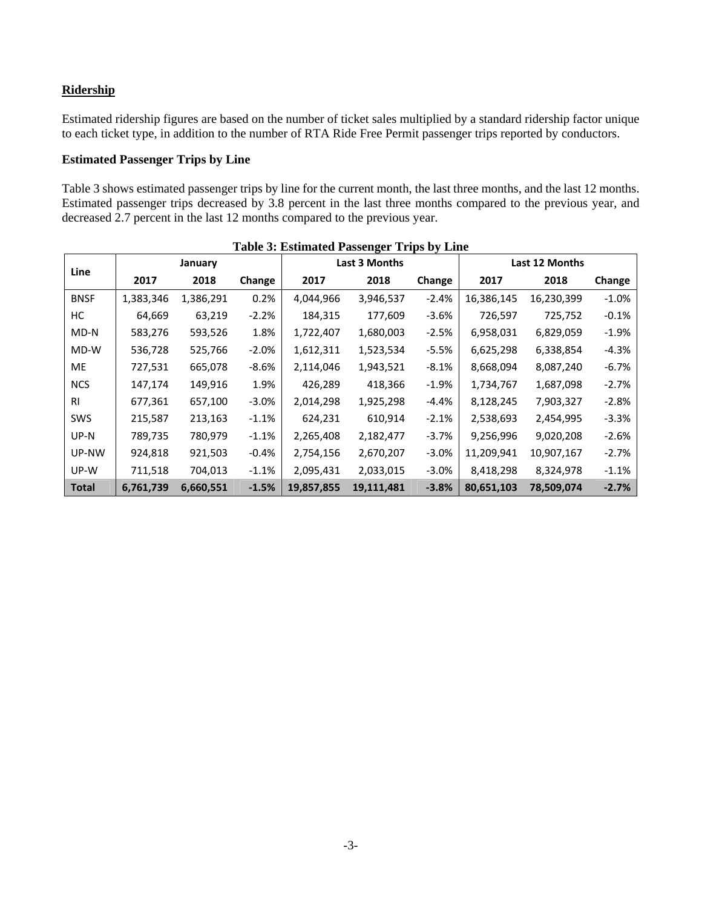## Ridership

Estimated ridership figures are based on the number of ticket sales multiplied by a standard ridership factor unique to each ticket type, in addition to the number of RTA Ride Free Permit passenger trips reported by conductors.

### Estimated Passenger Trips by Line

Table 3 shows estimated passenger trips by line for the current month, the last three months, and the last 12 months. Estimated passenger trips decreased by 3.8 percent in the last three months compared to the previous year, and decreased 2.7 percent in the last 12 months compared to the previous year.

**Table 3: Estimated Passenger Trips by Line**

| Line | January | | | Last 3 Months | | | Last 12 Months | | |
|---|---|---|---|---|---|---|---|---|---|
| | 2017 | 2018 | Change | 2017 | 2018 | Change | 2017 | 2018 | Change |
| BNSF | 1,383,346 | 1,386,291 | 0.2% | 4,044,966 | 3,946,537 | -2.4% | 16,386,145 | 16,230,399 | -1.0% |
| HC | 64,669 | 63,219 | -2.2% | 184,315 | 177,609 | -3.6% | 726,597 | 725,752 | -0.1% |
| MD-N | 583,276 | 593,526 | 1.8% | 1,722,407 | 1,680,003 | -2.5% | 6,958,031 | 6,829,059 | -1.9% |
| MD-W | 536,728 | 525,766 | -2.0% | 1,612,311 | 1,523,534 | -5.5% | 6,625,298 | 6,338,854 | -4.3% |
| ME | 727,531 | 665,078 | -8.6% | 2,114,046 | 1,943,521 | -8.1% | 8,668,094 | 8,087,240 | -6.7% |
| NCS | 147,174 | 149,916 | 1.9% | 426,289 | 418,366 | -1.9% | 1,734,767 | 1,687,098 | -2.7% |
| RI | 677,361 | 657,100 | -3.0% | 2,014,298 | 1,925,298 | -4.4% | 8,128,245 | 7,903,327 | -2.8% |
| SWS | 215,587 | 213,163 | -1.1% | 624,231 | 610,914 | -2.1% | 2,538,693 | 2,454,995 | -3.3% |
| UP-N | 789,735 | 780,979 | -1.1% | 2,265,408 | 2,182,477 | -3.7% | 9,256,996 | 9,020,208 | -2.6% |
| UP-NW | 924,818 | 921,503 | -0.4% | 2,754,156 | 2,670,207 | -3.0% | 11,209,941 | 10,907,167 | -2.7% |
| UP-W | 711,518 | 704,013 | -1.1% | 2,095,431 | 2,033,015 | -3.0% | 8,418,298 | 8,324,978 | -1.1% |
| **Total** | **6,761,739** | **6,660,551** | **-1.5%** | **19,857,855** | **19,111,481** | **-3.8%** | **80,651,103** | **78,509,074** | **-2.7%** |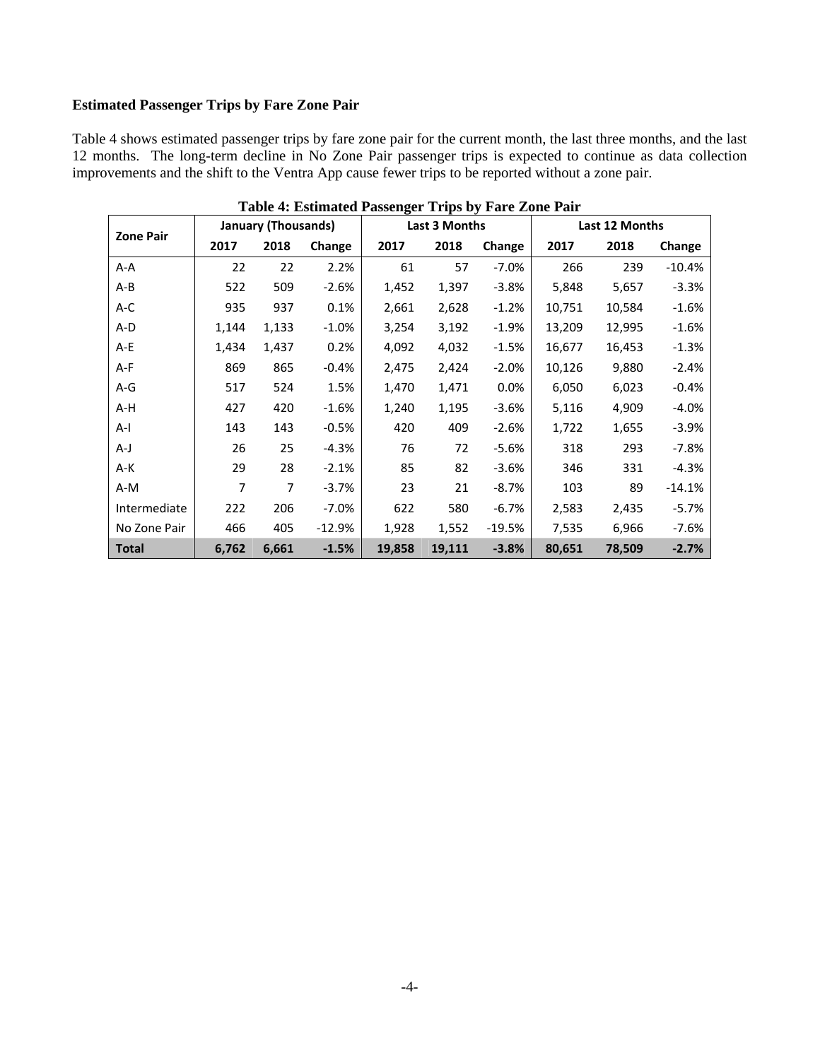### Estimated Passenger Trips by Fare Zone Pair

Table 4 shows estimated passenger trips by fare zone pair for the current month, the last three months, and the last 12 months. The long-term decline in No Zone Pair passenger trips is expected to continue as data collection improvements and the shift to the Ventra App cause fewer trips to be reported without a zone pair.

**Table 4: Estimated Passenger Trips by Fare Zone Pair**

| Zone Pair | January (Thousands) | | | Last 3 Months | | | Last 12 Months | | |
|---|---|---|---|---|---|---|---|---|---|
| | 2017 | 2018 | Change | 2017 | 2018 | Change | 2017 | 2018 | Change |
| A-A | 22 | 22 | 2.2% | 61 | 57 | -7.0% | 266 | 239 | -10.4% |
| A-B | 522 | 509 | -2.6% | 1,452 | 1,397 | -3.8% | 5,848 | 5,657 | -3.3% |
| A-C | 935 | 937 | 0.1% | 2,661 | 2,628 | -1.2% | 10,751 | 10,584 | -1.6% |
| A-D | 1,144 | 1,133 | -1.0% | 3,254 | 3,192 | -1.9% | 13,209 | 12,995 | -1.6% |
| A-E | 1,434 | 1,437 | 0.2% | 4,092 | 4,032 | -1.5% | 16,677 | 16,453 | -1.3% |
| A-F | 869 | 865 | -0.4% | 2,475 | 2,424 | -2.0% | 10,126 | 9,880 | -2.4% |
| A-G | 517 | 524 | 1.5% | 1,470 | 1,471 | 0.0% | 6,050 | 6,023 | -0.4% |
| A-H | 427 | 420 | -1.6% | 1,240 | 1,195 | -3.6% | 5,116 | 4,909 | -4.0% |
| A-I | 143 | 143 | -0.5% | 420 | 409 | -2.6% | 1,722 | 1,655 | -3.9% |
| A-J | 26 | 25 | -4.3% | 76 | 72 | -5.6% | 318 | 293 | -7.8% |
| A-K | 29 | 28 | -2.1% | 85 | 82 | -3.6% | 346 | 331 | -4.3% |
| A-M | 7 | 7 | -3.7% | 23 | 21 | -8.7% | 103 | 89 | -14.1% |
| Intermediate | 222 | 206 | -7.0% | 622 | 580 | -6.7% | 2,583 | 2,435 | -5.7% |
| No Zone Pair | 466 | 405 | -12.9% | 1,928 | 1,552 | -19.5% | 7,535 | 6,966 | -7.6% |
| **Total** | **6,762** | **6,661** | **-1.5%** | **19,858** | **19,111** | **-3.8%** | **80,651** | **78,509** | **-2.7%** |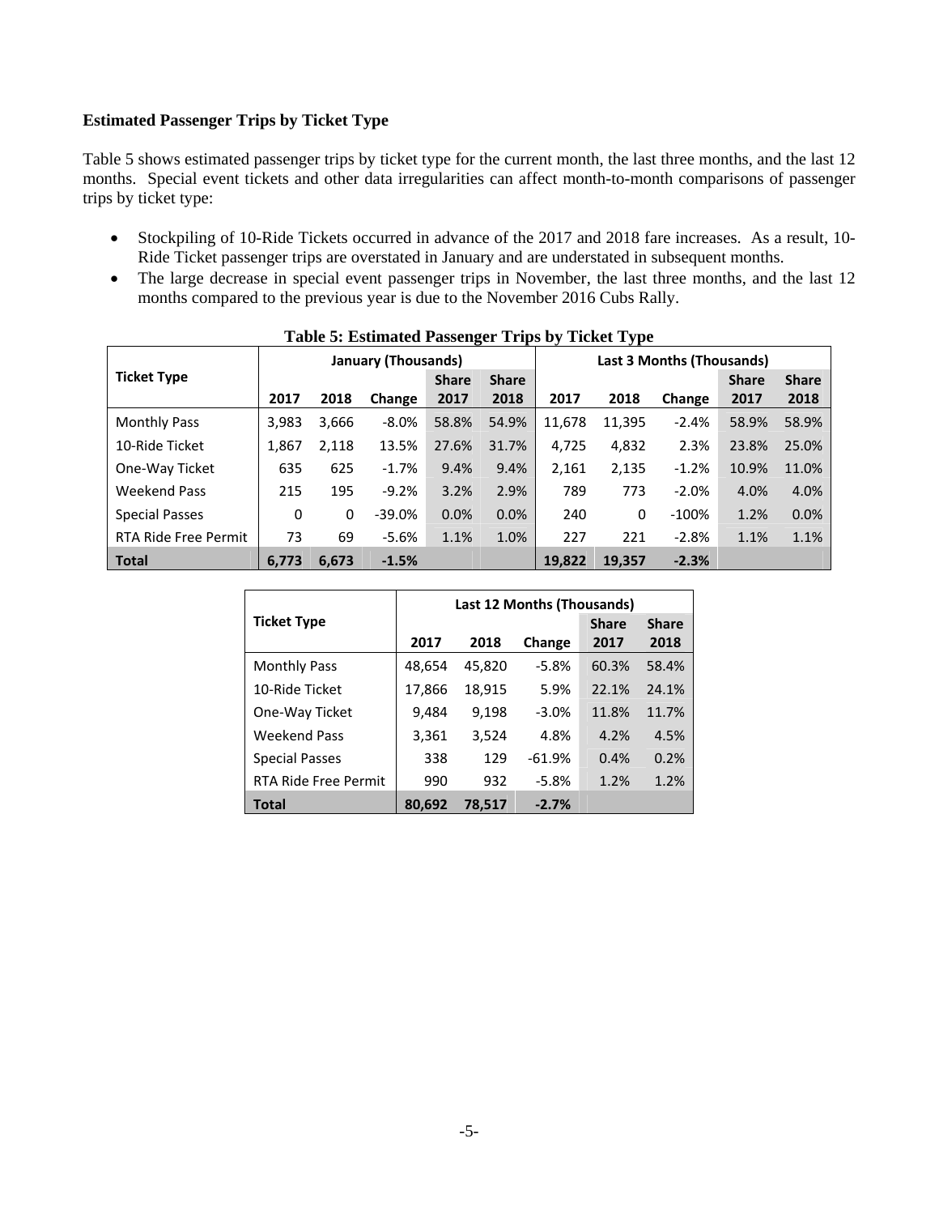**Estimated Passenger Trips by Ticket Type**

Table 5 shows estimated passenger trips by ticket type for the current month, the last three months, and the last 12 months. Special event tickets and other data irregularities can affect month-to-month comparisons of passenger trips by ticket type:

- Stockpiling of 10-Ride Tickets occurred in advance of the 2017 and 2018 fare increases. As a result, 10-Ride Ticket passenger trips are overstated in January and are understated in subsequent months.
- The large decrease in special event passenger trips in November, the last three months, and the last 12 months compared to the previous year is due to the November 2016 Cubs Rally.

**Table 5: Estimated Passenger Trips by Ticket Type**

| Ticket Type | January (Thousands) | | | | | Last 3 Months (Thousands) | | | | |
|---|---|---|---|---|---|---|---|---|---|---|
| | 2017 | 2018 | Change | Share 2017 | Share 2018 | 2017 | 2018 | Change | Share 2017 | Share 2018 |
| Monthly Pass | 3,983 | 3,666 | -8.0% | 58.8% | 54.9% | 11,678 | 11,395 | -2.4% | 58.9% | 58.9% |
| 10-Ride Ticket | 1,867 | 2,118 | 13.5% | 27.6% | 31.7% | 4,725 | 4,832 | 2.3% | 23.8% | 25.0% |
| One-Way Ticket | 635 | 625 | -1.7% | 9.4% | 9.4% | 2,161 | 2,135 | -1.2% | 10.9% | 11.0% |
| Weekend Pass | 215 | 195 | -9.2% | 3.2% | 2.9% | 789 | 773 | -2.0% | 4.0% | 4.0% |
| Special Passes | 0 | 0 | -39.0% | 0.0% | 0.0% | 240 | 0 | -100% | 1.2% | 0.0% |
| RTA Ride Free Permit | 73 | 69 | -5.6% | 1.1% | 1.0% | 227 | 221 | -2.8% | 1.1% | 1.1% |
| **Total** | **6,773** | **6,673** | **-1.5%** | | | **19,822** | **19,357** | **-2.3%** | | |

| Ticket Type | Last 12 Months (Thousands) | | | | |
|---|---|---|---|---|---|
| | 2017 | 2018 | Change | Share 2017 | Share 2018 |
| Monthly Pass | 48,654 | 45,820 | -5.8% | 60.3% | 58.4% |
| 10-Ride Ticket | 17,866 | 18,915 | 5.9% | 22.1% | 24.1% |
| One-Way Ticket | 9,484 | 9,198 | -3.0% | 11.8% | 11.7% |
| Weekend Pass | 3,361 | 3,524 | 4.8% | 4.2% | 4.5% |
| Special Passes | 338 | 129 | -61.9% | 0.4% | 0.2% |
| RTA Ride Free Permit | 990 | 932 | -5.8% | 1.2% | 1.2% |
| **Total** | **80,692** | **78,517** | **-2.7%** | | |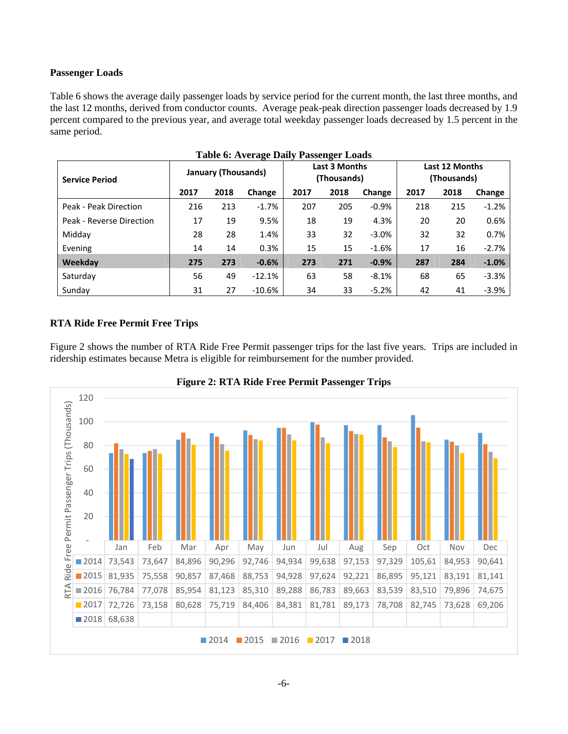### Passenger Loads

Table 6 shows the average daily passenger loads by service period for the current month, the last three months, and the last 12 months, derived from conductor counts. Average peak-peak direction passenger loads decreased by 1.9 percent compared to the previous year, and average total weekday passenger loads decreased by 1.5 percent in the same period.

**Table 6: Average Daily Passenger Loads**

| Service Period | January (Thousands) | | | Last 3 Months (Thousands) | | | Last 12 Months (Thousands) | | |
|---|---|---|---|---|---|---|---|---|---|
| | 2017 | 2018 | Change | 2017 | 2018 | Change | 2017 | 2018 | Change |
| Peak - Peak Direction | 216 | 213 | -1.7% | 207 | 205 | -0.9% | 218 | 215 | -1.2% |
| Peak - Reverse Direction | 17 | 19 | 9.5% | 18 | 19 | 4.3% | 20 | 20 | 0.6% |
| Midday | 28 | 28 | 1.4% | 33 | 32 | -3.0% | 32 | 32 | 0.7% |
| Evening | 14 | 14 | 0.3% | 15 | 15 | -1.6% | 17 | 16 | -2.7% |
| **Weekday** | **275** | **273** | **-0.6%** | **273** | **271** | **-0.9%** | **287** | **284** | **-1.0%** |
| Saturday | 56 | 49 | -12.1% | 63 | 58 | -8.1% | 68 | 65 | -3.3% |
| Sunday | 31 | 27 | -10.6% | 34 | 33 | -5.2% | 42 | 41 | -3.9% |

### RTA Ride Free Permit Free Trips

Figure 2 shows the number of RTA Ride Free Permit passenger trips for the last five years. Trips are included in ridership estimates because Metra is eligible for reimbursement for the number provided.

**Figure 2: RTA Ride Free Permit Passenger Trips**

RTA Ride Free Permit Passenger Trips (Thousands)

120
100
80
60
40
20
-

Jan Feb Mar Apr May Jun Jul Aug Sep Oct Nov Dec

2014 73,543 73,647 84,896 90,296 92,746 94,934 99,638 97,153 97,329 105,61 84,953 90,641
2015 81,935 75,558 90,857 87,468 88,753 94,928 97,624 92,221 86,895 95,121 83,191 81,141
2016 76,784 77,078 85,954 81,123 85,310 89,288 86,783 89,663 83,539 83,510 79,896 74,675
2017 72,726 73,158 80,628 75,719 84,406 84,381 81,781 89,173 78,708 82,745 73,628 69,206
2018 68,638

2014 2015 2016 2017 2018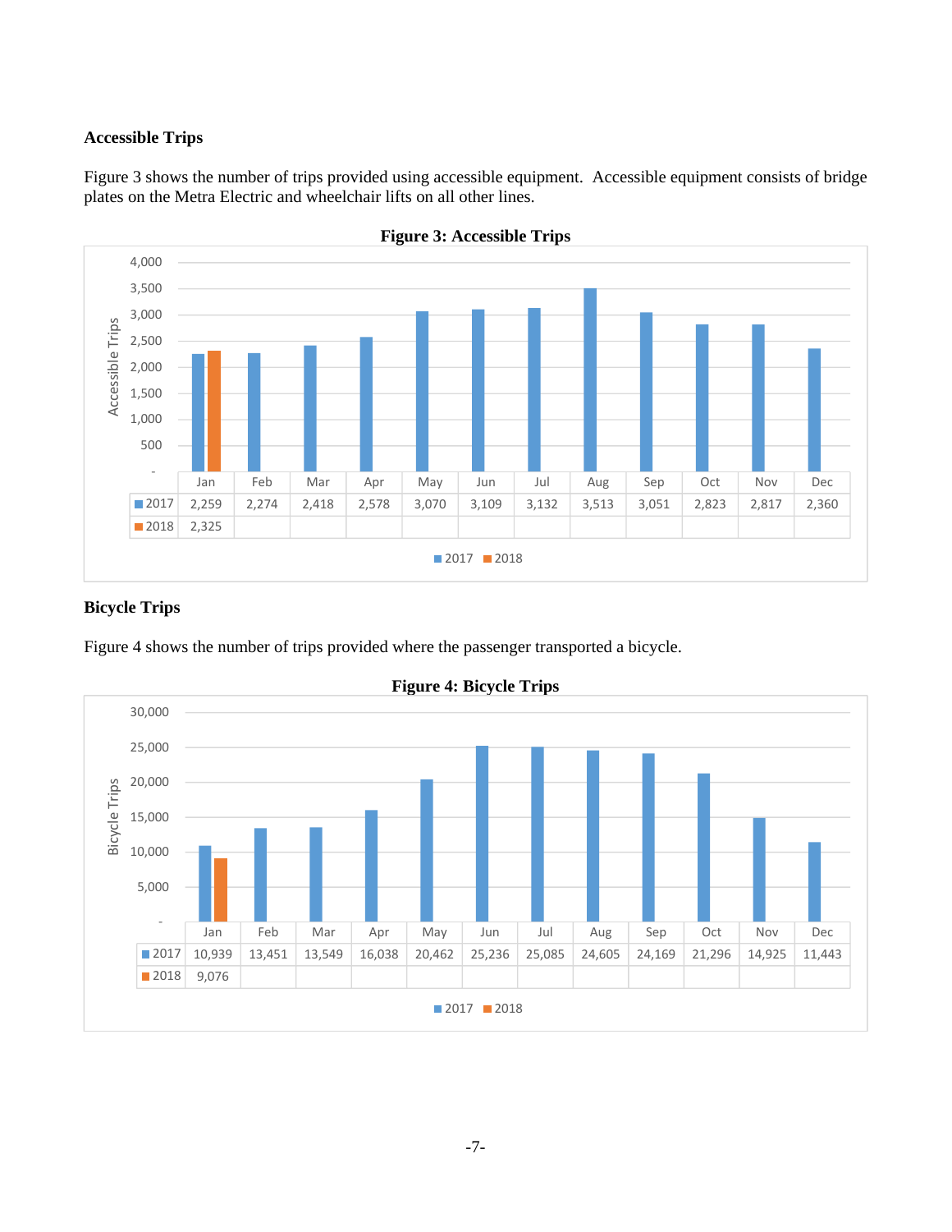### Accessible Trips

Figure 3 shows the number of trips provided using accessible equipment. Accessible equipment consists of bridge plates on the Metra Electric and wheelchair lifts on all other lines.

**Figure 3: Accessible Trips**

Accessible Trips

4,000
3,500
3,000
2,500
2,000
1,500
1,000
500
-

Jan Feb Mar Apr May Jun Jul Aug Sep Oct Nov Dec

2017 2,259 2,274 2,418 2,578 3,070 3,109 3,132 3,513 3,051 2,823 2,817 2,360

2018 2,325

2017 2018

### Bicycle Trips

Figure 4 shows the number of trips provided where the passenger transported a bicycle.

**Figure 4: Bicycle Trips**

Bicycle Trips

30,000
25,000
20,000
15,000
10,000
5,000
-

Jan Feb Mar Apr May Jun Jul Aug Sep Oct Nov Dec

2017 10,939 13,451 13,549 16,038 20,462 25,236 25,085 24,605 24,169 21,296 14,925 11,443

2018 9,076

2017 2018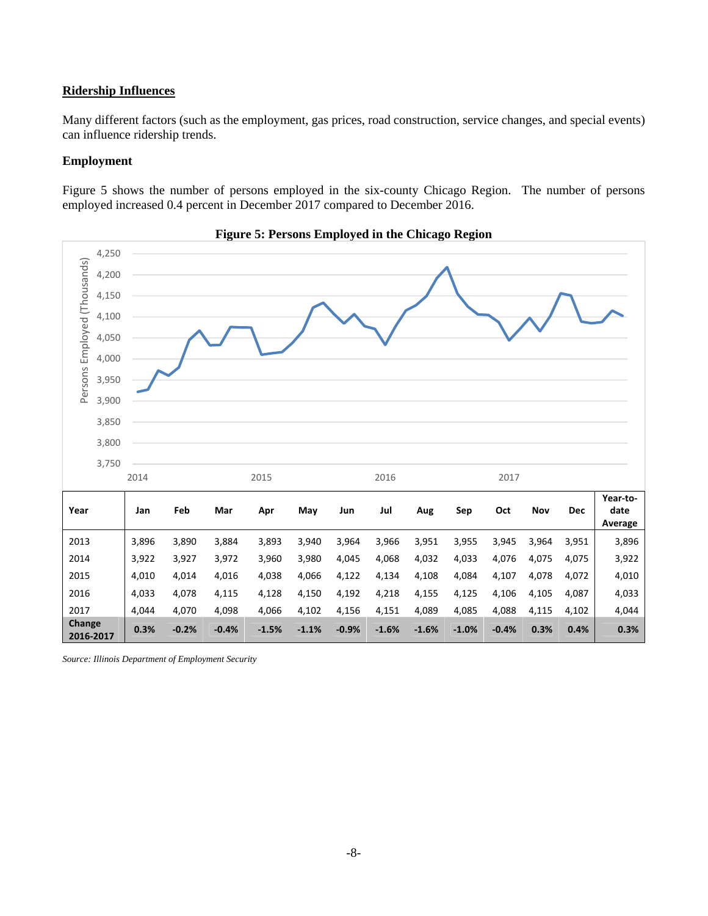**Ridership Influences**

Many different factors (such as the employment, gas prices, road construction, service changes, and special events) can influence ridership trends.

**Employment**

Figure 5 shows the number of persons employed in the six-county Chicago Region. The number of persons employed increased 0.4 percent in December 2017 compared to December 2016.

**Figure 5: Persons Employed in the Chicago Region**

Persons Employed (Thousands)

4,250
4,200
4,150
4,100
4,050
4,000
3,950
3,900
3,850
3,800
3,750

2014
2015
2016
2017

| Year | Jan | Feb | Mar | Apr | May | Jun | Jul | Aug | Sep | Oct | Nov | Dec | Year-to-date Average |
|---|---|---|---|---|---|---|---|---|---|---|---|---|---|
| 2013 | 3,896 | 3,890 | 3,884 | 3,893 | 3,940 | 3,964 | 3,966 | 3,951 | 3,955 | 3,945 | 3,964 | 3,951 | 3,896 |
| 2014 | 3,922 | 3,927 | 3,972 | 3,960 | 3,980 | 4,045 | 4,068 | 4,032 | 4,033 | 4,076 | 4,075 | 4,075 | 3,922 |
| 2015 | 4,010 | 4,014 | 4,016 | 4,038 | 4,066 | 4,122 | 4,134 | 4,108 | 4,084 | 4,107 | 4,078 | 4,072 | 4,010 |
| 2016 | 4,033 | 4,078 | 4,115 | 4,128 | 4,150 | 4,192 | 4,218 | 4,155 | 4,125 | 4,106 | 4,105 | 4,087 | 4,033 |
| 2017 | 4,044 | 4,070 | 4,098 | 4,066 | 4,102 | 4,156 | 4,151 | 4,089 | 4,085 | 4,088 | 4,115 | 4,102 | 4,044 |
| **Change 2016-2017** | **0.3%** | **-0.2%** | **-0.4%** | **-1.5%** | **-1.1%** | **-0.9%** | **-1.6%** | **-1.6%** | **-1.0%** | **-0.4%** | **0.3%** | **0.4%** | **0.3%** |

*Source: Illinois Department of Employment Security*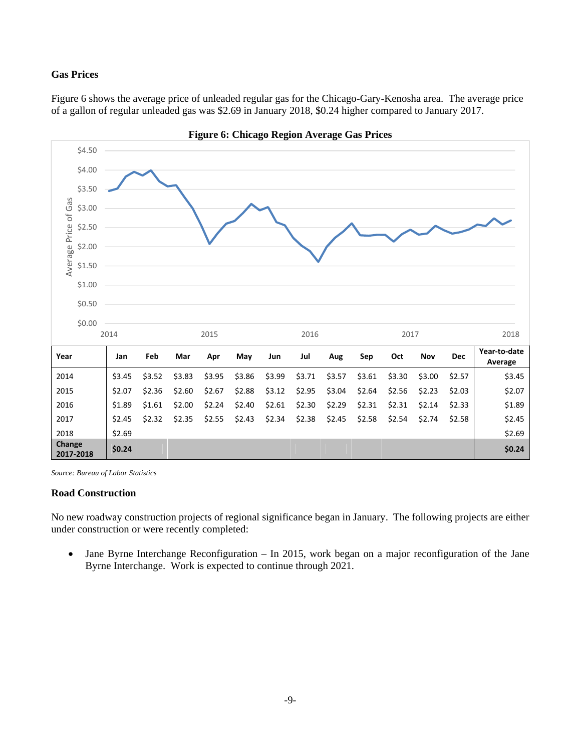### Gas Prices

Figure 6 shows the average price of unleaded regular gas for the Chicago-Gary-Kenosha area. The average price of a gallon of regular unleaded gas was $2.69 in January 2018, $0.24 higher compared to January 2017.

**Figure 6: Chicago Region Average Gas Prices**

| Year | Jan | Feb | Mar | Apr | May | Jun | Jul | Aug | Sep | Oct | Nov | Dec | Year-to-date Average |
|---|---|---|---|---|---|---|---|---|---|---|---|---|---|
| 2014 | $3.45 | $3.52 | $3.83 | $3.95 | $3.86 | $3.99 | $3.71 | $3.57 | $3.61 | $3.30 | $3.00 | $2.57 | $3.45 |
| 2015 | $2.07 | $2.36 | $2.60 | $2.67 | $2.88 | $3.12 | $2.95 | $3.04 | $2.64 | $2.56 | $2.23 | $2.03 | $2.07 |
| 2016 | $1.89 | $1.61 | $2.00 | $2.24 | $2.40 | $2.61 | $2.30 | $2.29 | $2.31 | $2.31 | $2.14 | $2.33 | $1.89 |
| 2017 | $2.45 | $2.32 | $2.35 | $2.55 | $2.43 | $2.34 | $2.38 | $2.45 | $2.58 | $2.54 | $2.74 | $2.58 | $2.45 |
| 2018 | $2.69 | | | | | | | | | | | | $2.69 |
| **Change 2017-2018** | **$0.24** | | | | | | | | | | | | **$0.24** |

*Source: Bureau of Labor Statistics*

### Road Construction

No new roadway construction projects of regional significance began in January. The following projects are either under construction or were recently completed:

- Jane Byrne Interchange Reconfiguration – In 2015, work began on a major reconfiguration of the Jane Byrne Interchange. Work is expected to continue through 2021.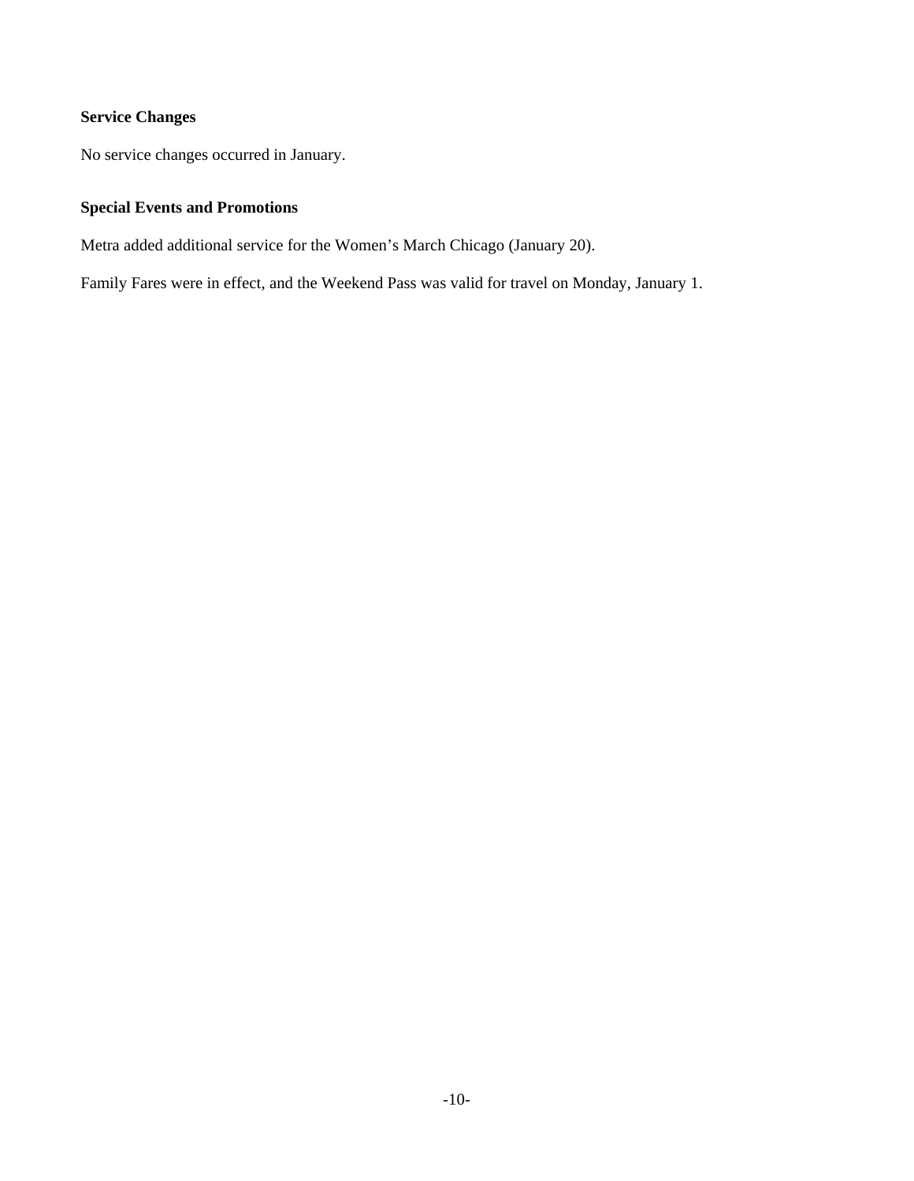**Service Changes**

No service changes occurred in January.

**Special Events and Promotions**

Metra added additional service for the Women's March Chicago (January 20).

Family Fares were in effect, and the Weekend Pass was valid for travel on Monday, January 1.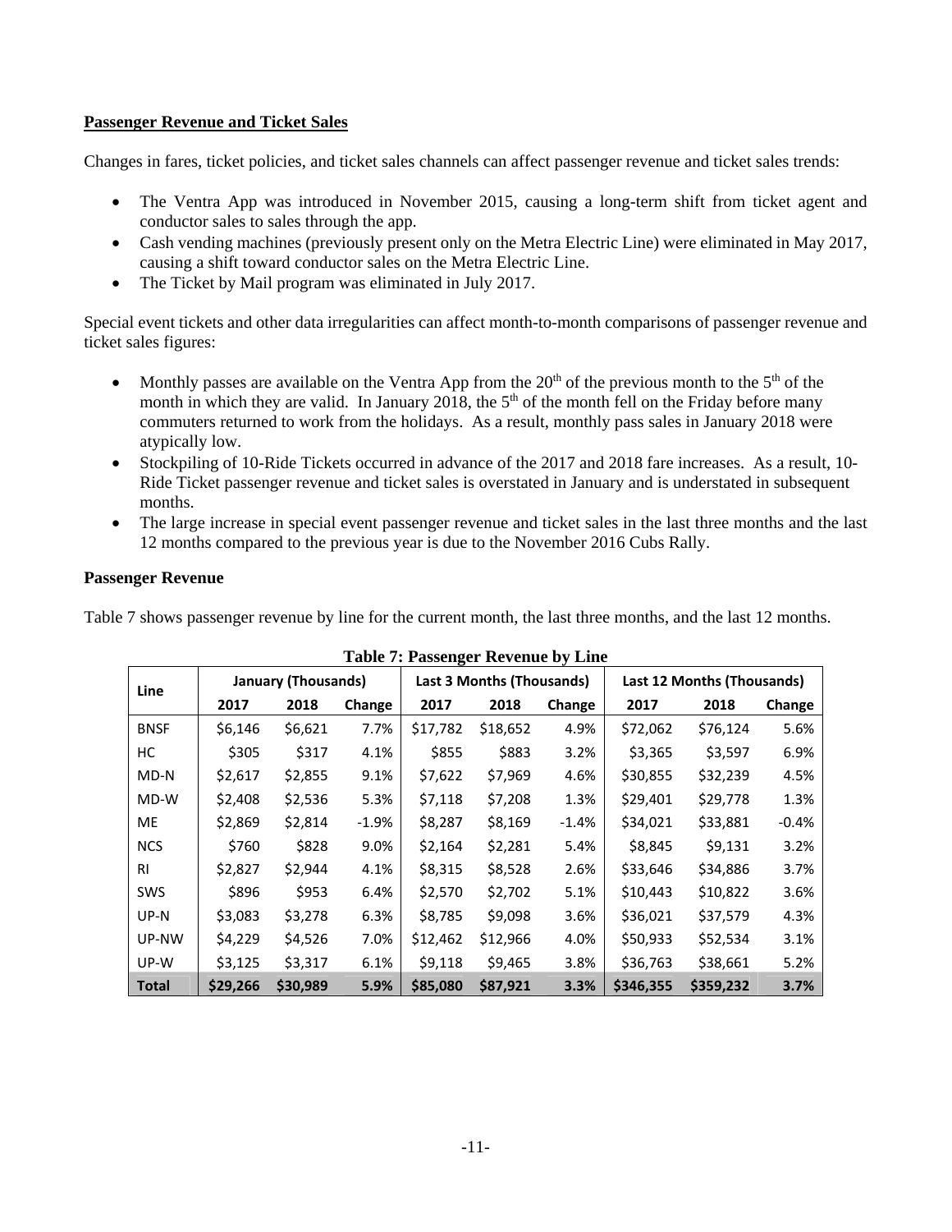**Passenger Revenue and Ticket Sales**

Changes in fares, ticket policies, and ticket sales channels can affect passenger revenue and ticket sales trends:

- The Ventra App was introduced in November 2015, causing a long-term shift from ticket agent and conductor sales to sales through the app.
- Cash vending machines (previously present only on the Metra Electric Line) were eliminated in May 2017, causing a shift toward conductor sales on the Metra Electric Line.
- The Ticket by Mail program was eliminated in July 2017.

Special event tickets and other data irregularities can affect month-to-month comparisons of passenger revenue and ticket sales figures:

- Monthly passes are available on the Ventra App from the 20th of the previous month to the 5th of the month in which they are valid. In January 2018, the 5th of the month fell on the Friday before many commuters returned to work from the holidays. As a result, monthly pass sales in January 2018 were atypically low.
- Stockpiling of 10-Ride Tickets occurred in advance of the 2017 and 2018 fare increases. As a result, 10-Ride Ticket passenger revenue and ticket sales is overstated in January and is understated in subsequent months.
- The large increase in special event passenger revenue and ticket sales in the last three months and the last 12 months compared to the previous year is due to the November 2016 Cubs Rally.

**Passenger Revenue**

Table 7 shows passenger revenue by line for the current month, the last three months, and the last 12 months.

**Table 7: Passenger Revenue by Line**

| Line | January (Thousands) | | | Last 3 Months (Thousands) | | | Last 12 Months (Thousands) | | |
|---|---|---|---|---|---|---|---|---|---|
| | 2017 | 2018 | Change | 2017 | 2018 | Change | 2017 | 2018 | Change |
| BNSF | $6,146 | $6,621 | 7.7% | $17,782 | $18,652 | 4.9% | $72,062 | $76,124 | 5.6% |
| HC | $305 | $317 | 4.1% | $855 | $883 | 3.2% | $3,365 | $3,597 | 6.9% |
| MD-N | $2,617 | $2,855 | 9.1% | $7,622 | $7,969 | 4.6% | $30,855 | $32,239 | 4.5% |
| MD-W | $2,408 | $2,536 | 5.3% | $7,118 | $7,208 | 1.3% | $29,401 | $29,778 | 1.3% |
| ME | $2,869 | $2,814 | -1.9% | $8,287 | $8,169 | -1.4% | $34,021 | $33,881 | -0.4% |
| NCS | $760 | $828 | 9.0% | $2,164 | $2,281 | 5.4% | $8,845 | $9,131 | 3.2% |
| RI | $2,827 | $2,944 | 4.1% | $8,315 | $8,528 | 2.6% | $33,646 | $34,886 | 3.7% |
| SWS | $896 | $953 | 6.4% | $2,570 | $2,702 | 5.1% | $10,443 | $10,822 | 3.6% |
| UP-N | $3,083 | $3,278 | 6.3% | $8,785 | $9,098 | 3.6% | $36,021 | $37,579 | 4.3% |
| UP-NW | $4,229 | $4,526 | 7.0% | $12,462 | $12,966 | 4.0% | $50,933 | $52,534 | 3.1% |
| UP-W | $3,125 | $3,317 | 6.1% | $9,118 | $9,465 | 3.8% | $36,763 | $38,661 | 5.2% |
| **Total** | **$29,266** | **$30,989** | **5.9%** | **$85,080** | **$87,921** | **3.3%** | **$346,355** | **$359,232** | **3.7%** |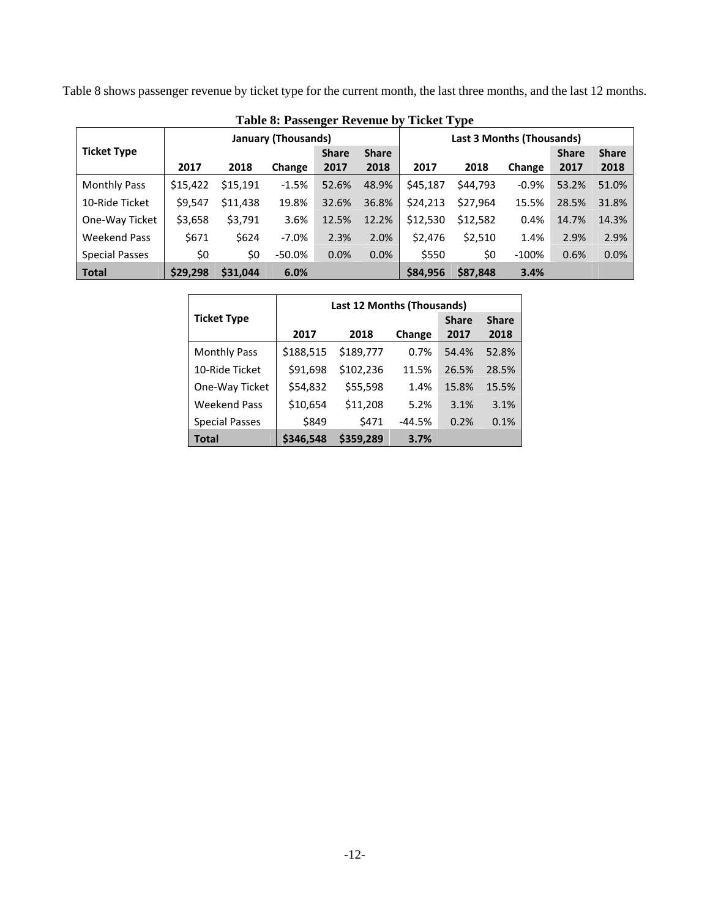Table 8 shows passenger revenue by ticket type for the current month, the last three months, and the last 12 months.

**Table 8: Passenger Revenue by Ticket Type**

| Ticket Type | January (Thousands) | | | | | Last 3 Months (Thousands) | | | | |
|---|---|---|---|---|---|---|---|---|---|---|
| | 2017 | 2018 | Change | Share 2017 | Share 2018 | 2017 | 2018 | Change | Share 2017 | Share 2018 |
| Monthly Pass | $15,422 | $15,191 | -1.5% | 52.6% | 48.9% | $45,187 | $44,793 | -0.9% | 53.2% | 51.0% |
| 10-Ride Ticket | $9,547 | $11,438 | 19.8% | 32.6% | 36.8% | $24,213 | $27,964 | 15.5% | 28.5% | 31.8% |
| One-Way Ticket | $3,658 | $3,791 | 3.6% | 12.5% | 12.2% | $12,530 | $12,582 | 0.4% | 14.7% | 14.3% |
| Weekend Pass | $671 | $624 | -7.0% | 2.3% | 2.0% | $2,476 | $2,510 | 1.4% | 2.9% | 2.9% |
| Special Passes | $0 | $0 | -50.0% | 0.0% | 0.0% | $550 | $0 | -100% | 0.6% | 0.0% |
| **Total** | **$29,298** | **$31,044** | **6.0%** | | | **$84,956** | **$87,848** | **3.4%** | | |

| Ticket Type | Last 12 Months (Thousands) | | | | |
|---|---|---|---|---|---|
| | 2017 | 2018 | Change | Share 2017 | Share 2018 |
| Monthly Pass | $188,515 | $189,777 | 0.7% | 54.4% | 52.8% |
| 10-Ride Ticket | $91,698 | $102,236 | 11.5% | 26.5% | 28.5% |
| One-Way Ticket | $54,832 | $55,598 | 1.4% | 15.8% | 15.5% |
| Weekend Pass | $10,654 | $11,208 | 5.2% | 3.1% | 3.1% |
| Special Passes | $849 | $471 | -44.5% | 0.2% | 0.1% |
| **Total** | **$346,548** | **$359,289** | **3.7%** | | |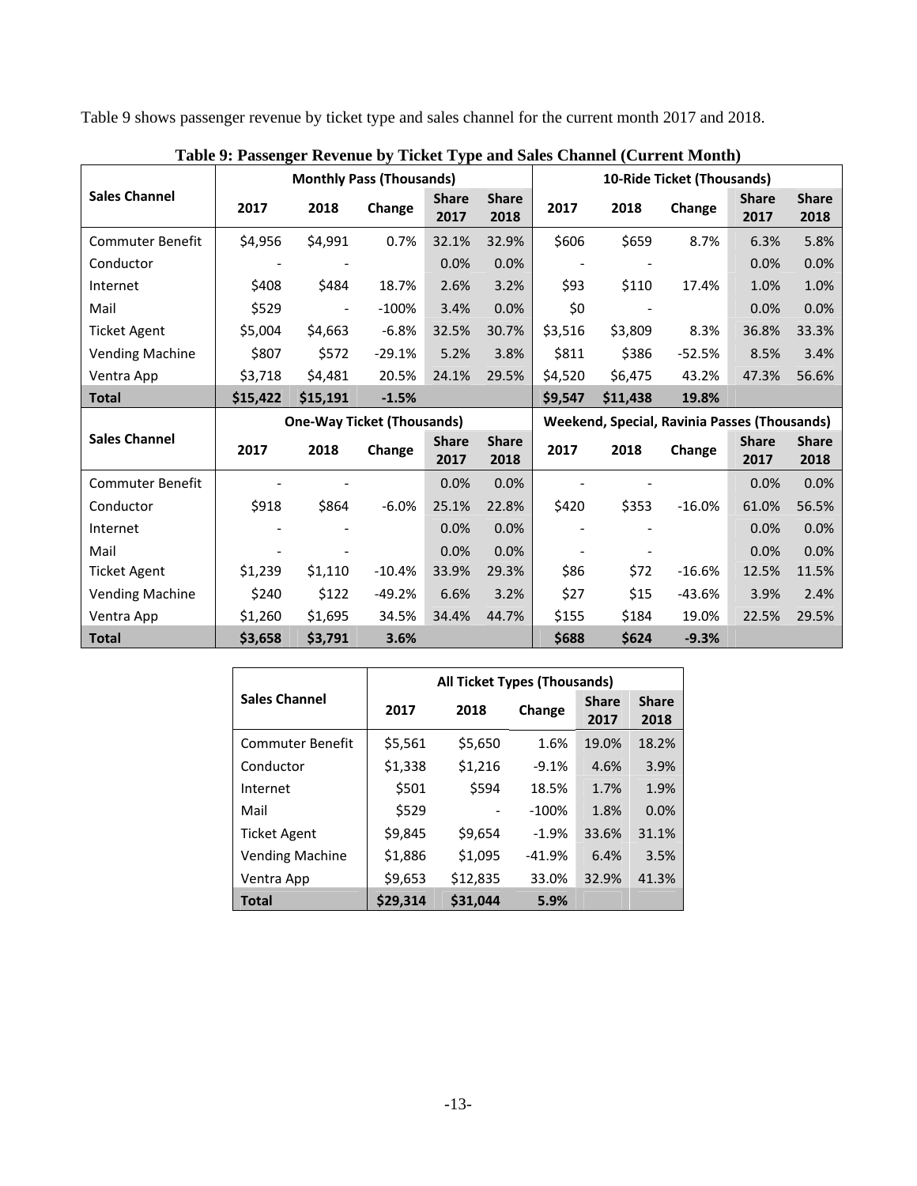Table 9 shows passenger revenue by ticket type and sales channel for the current month 2017 and 2018.

**Table 9: Passenger Revenue by Ticket Type and Sales Channel (Current Month)**

| Sales Channel | Monthly Pass (Thousands) | | | | | 10-Ride Ticket (Thousands) | | | | |
|---|---|---|---|---|---|---|---|---|---|---|
| | 2017 | 2018 | Change | Share 2017 | Share 2018 | 2017 | 2018 | Change | Share 2017 | Share 2018 |
| Commuter Benefit | $4,956 | $4,991 | 0.7% | 32.1% | 32.9% | $606 | $659 | 8.7% | 6.3% | 5.8% |
| Conductor | - | - | | 0.0% | 0.0% | - | - | | 0.0% | 0.0% |
| Internet | $408 | $484 | 18.7% | 2.6% | 3.2% | $93 | $110 | 17.4% | 1.0% | 1.0% |
| Mail | $529 | - | -100% | 3.4% | 0.0% | $0 | - | | 0.0% | 0.0% |
| Ticket Agent | $5,004 | $4,663 | -6.8% | 32.5% | 30.7% | $3,516 | $3,809 | 8.3% | 36.8% | 33.3% |
| Vending Machine | $807 | $572 | -29.1% | 5.2% | 3.8% | $811 | $386 | -52.5% | 8.5% | 3.4% |
| Ventra App | $3,718 | $4,481 | 20.5% | 24.1% | 29.5% | $4,520 | $6,475 | 43.2% | 47.3% | 56.6% |
| **Total** | **$15,422** | **$15,191** | **-1.5%** | | | **$9,547** | **$11,438** | **19.8%** | | |

| Sales Channel | One-Way Ticket (Thousands) | | | | | Weekend, Special, Ravinia Passes (Thousands) | | | | |
|---|---|---|---|---|---|---|---|---|---|---|
| | 2017 | 2018 | Change | Share 2017 | Share 2018 | 2017 | 2018 | Change | Share 2017 | Share 2018 |
| Commuter Benefit | - | - | | 0.0% | 0.0% | - | - | | 0.0% | 0.0% |
| Conductor | $918 | $864 | -6.0% | 25.1% | 22.8% | $420 | $353 | -16.0% | 61.0% | 56.5% |
| Internet | - | - | | 0.0% | 0.0% | - | - | | 0.0% | 0.0% |
| Mail | - | - | | 0.0% | 0.0% | - | - | | 0.0% | 0.0% |
| Ticket Agent | $1,239 | $1,110 | -10.4% | 33.9% | 29.3% | $86 | $72 | -16.6% | 12.5% | 11.5% |
| Vending Machine | $240 | $122 | -49.2% | 6.6% | 3.2% | $27 | $15 | -43.6% | 3.9% | 2.4% |
| Ventra App | $1,260 | $1,695 | 34.5% | 34.4% | 44.7% | $155 | $184 | 19.0% | 22.5% | 29.5% |
| **Total** | **$3,658** | **$3,791** | **3.6%** | | | **$688** | **$624** | **-9.3%** | | |

| Sales Channel | All Ticket Types (Thousands) | | | | |
|---|---|---|---|---|---|
| | 2017 | 2018 | Change | Share 2017 | Share 2018 |
| Commuter Benefit | $5,561 | $5,650 | 1.6% | 19.0% | 18.2% |
| Conductor | $1,338 | $1,216 | -9.1% | 4.6% | 3.9% |
| Internet | $501 | $594 | 18.5% | 1.7% | 1.9% |
| Mail | $529 | - | -100% | 1.8% | 0.0% |
| Ticket Agent | $9,845 | $9,654 | -1.9% | 33.6% | 31.1% |
| Vending Machine | $1,886 | $1,095 | -41.9% | 6.4% | 3.5% |
| Ventra App | $9,653 | $12,835 | 33.0% | 32.9% | 41.3% |
| **Total** | **$29,314** | **$31,044** | **5.9%** | | |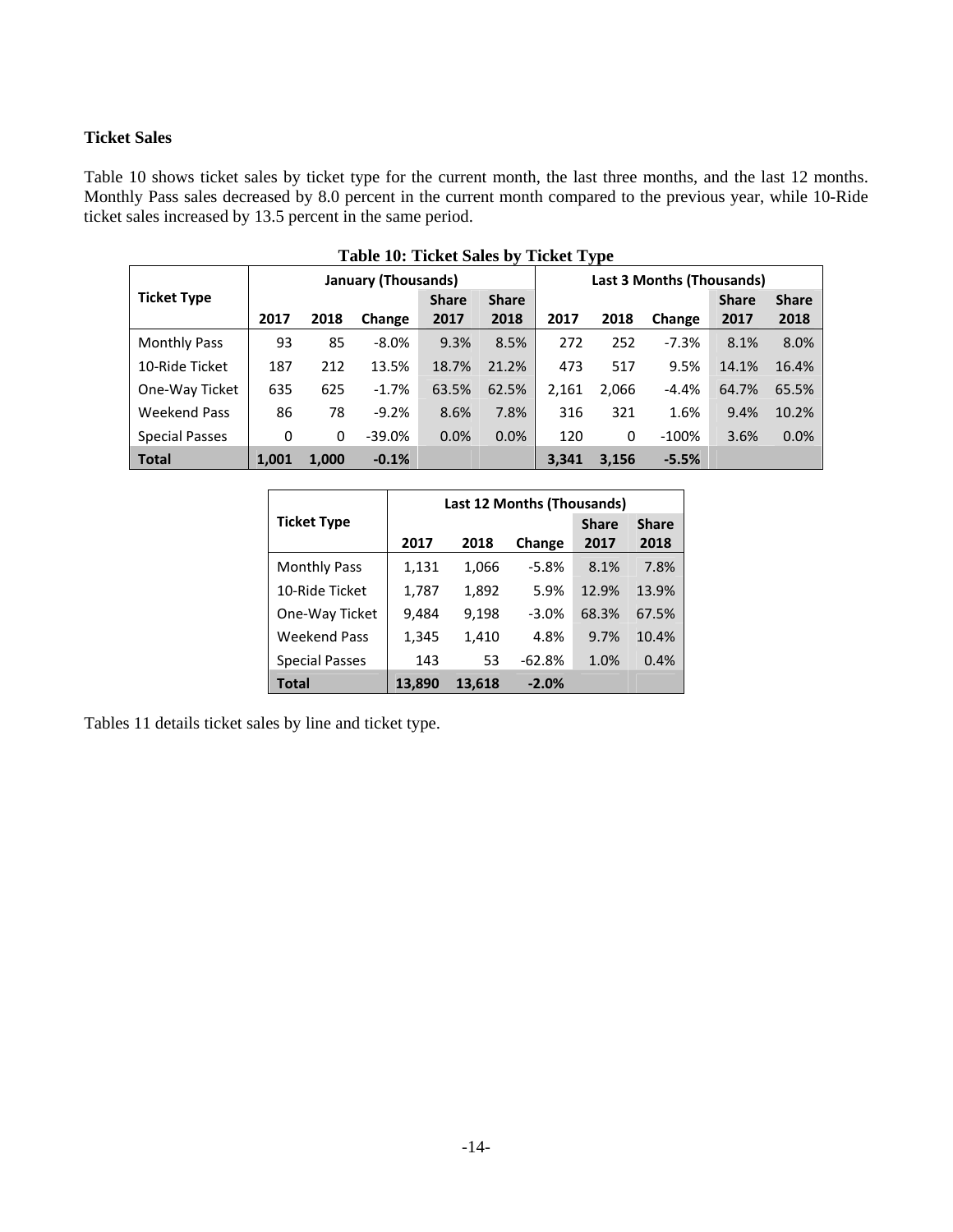**Ticket Sales**

Table 10 shows ticket sales by ticket type for the current month, the last three months, and the last 12 months. Monthly Pass sales decreased by 8.0 percent in the current month compared to the previous year, while 10-Ride ticket sales increased by 13.5 percent in the same period.

**Table 10: Ticket Sales by Ticket Type**

| Ticket Type | January (Thousands) | | | | | Last 3 Months (Thousands) | | | | |
|---|---|---|---|---|---|---|---|---|---|---|
| | 2017 | 2018 | Change | Share 2017 | Share 2018 | 2017 | 2018 | Change | Share 2017 | Share 2018 |
| Monthly Pass | 93 | 85 | -8.0% | 9.3% | 8.5% | 272 | 252 | -7.3% | 8.1% | 8.0% |
| 10-Ride Ticket | 187 | 212 | 13.5% | 18.7% | 21.2% | 473 | 517 | 9.5% | 14.1% | 16.4% |
| One-Way Ticket | 635 | 625 | -1.7% | 63.5% | 62.5% | 2,161 | 2,066 | -4.4% | 64.7% | 65.5% |
| Weekend Pass | 86 | 78 | -9.2% | 8.6% | 7.8% | 316 | 321 | 1.6% | 9.4% | 10.2% |
| Special Passes | 0 | 0 | -39.0% | 0.0% | 0.0% | 120 | 0 | -100% | 3.6% | 0.0% |
| **Total** | **1,001** | **1,000** | **-0.1%** | | | **3,341** | **3,156** | **-5.5%** | | |

| Ticket Type | Last 12 Months (Thousands) | | | | |
|---|---|---|---|---|---|
| | 2017 | 2018 | Change | Share 2017 | Share 2018 |
| Monthly Pass | 1,131 | 1,066 | -5.8% | 8.1% | 7.8% |
| 10-Ride Ticket | 1,787 | 1,892 | 5.9% | 12.9% | 13.9% |
| One-Way Ticket | 9,484 | 9,198 | -3.0% | 68.3% | 67.5% |
| Weekend Pass | 1,345 | 1,410 | 4.8% | 9.7% | 10.4% |
| Special Passes | 143 | 53 | -62.8% | 1.0% | 0.4% |
| **Total** | **13,890** | **13,618** | **-2.0%** | | |

Tables 11 details ticket sales by line and ticket type.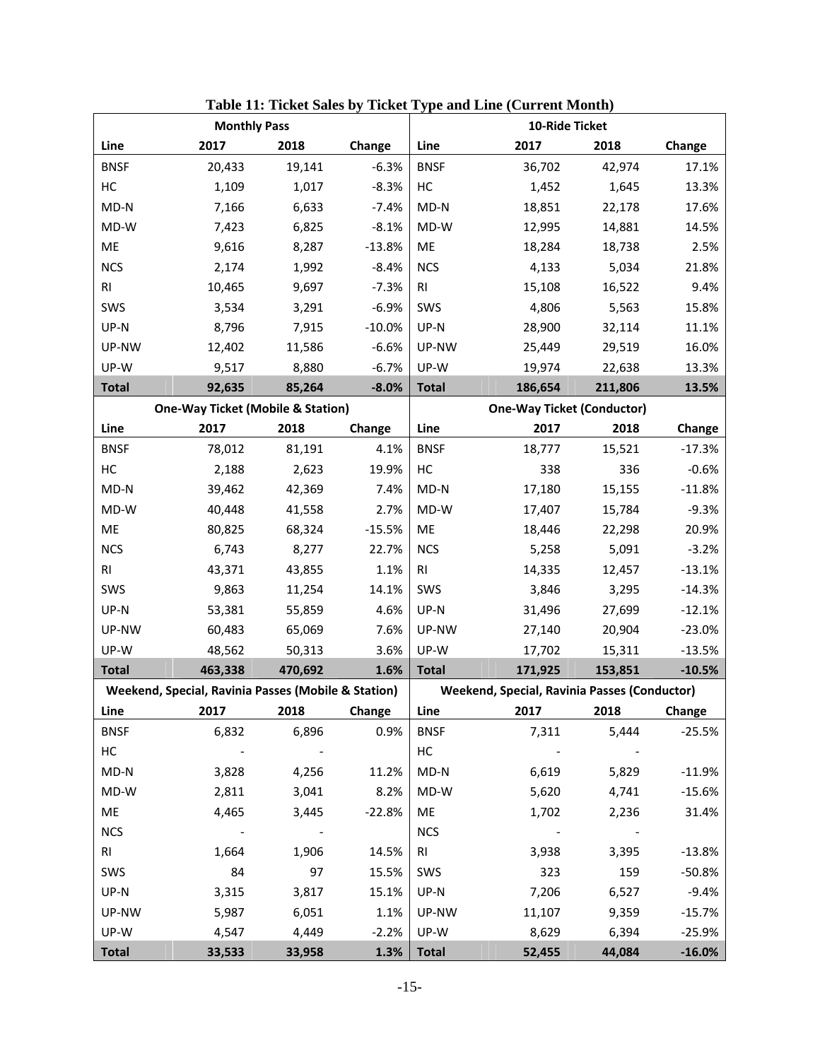**Table 11: Ticket Sales by Ticket Type and Line (Current Month)**

| Monthly Pass | | | | 10-Ride Ticket | | | |
|---|---|---|---|---|---|---|---|
| Line | 2017 | 2018 | Change | Line | 2017 | 2018 | Change |
| BNSF | 20,433 | 19,141 | -6.3% | BNSF | 36,702 | 42,974 | 17.1% |
| HC | 1,109 | 1,017 | -8.3% | HC | 1,452 | 1,645 | 13.3% |
| MD-N | 7,166 | 6,633 | -7.4% | MD-N | 18,851 | 22,178 | 17.6% |
| MD-W | 7,423 | 6,825 | -8.1% | MD-W | 12,995 | 14,881 | 14.5% |
| ME | 9,616 | 8,287 | -13.8% | ME | 18,284 | 18,738 | 2.5% |
| NCS | 2,174 | 1,992 | -8.4% | NCS | 4,133 | 5,034 | 21.8% |
| RI | 10,465 | 9,697 | -7.3% | RI | 15,108 | 16,522 | 9.4% |
| SWS | 3,534 | 3,291 | -6.9% | SWS | 4,806 | 5,563 | 15.8% |
| UP-N | 8,796 | 7,915 | -10.0% | UP-N | 28,900 | 32,114 | 11.1% |
| UP-NW | 12,402 | 11,586 | -6.6% | UP-NW | 25,449 | 29,519 | 16.0% |
| UP-W | 9,517 | 8,880 | -6.7% | UP-W | 19,974 | 22,638 | 13.3% |
| **Total** | **92,635** | **85,264** | **-8.0%** | **Total** | **186,654** | **211,806** | **13.5%** |

| One-Way Ticket (Mobile & Station) | | | | One-Way Ticket (Conductor) | | | |
|---|---|---|---|---|---|---|---|
| Line | 2017 | 2018 | Change | Line | 2017 | 2018 | Change |
| BNSF | 78,012 | 81,191 | 4.1% | BNSF | 18,777 | 15,521 | -17.3% |
| HC | 2,188 | 2,623 | 19.9% | HC | 338 | 336 | -0.6% |
| MD-N | 39,462 | 42,369 | 7.4% | MD-N | 17,180 | 15,155 | -11.8% |
| MD-W | 40,448 | 41,558 | 2.7% | MD-W | 17,407 | 15,784 | -9.3% |
| ME | 80,825 | 68,324 | -15.5% | ME | 18,446 | 22,298 | 20.9% |
| NCS | 6,743 | 8,277 | 22.7% | NCS | 5,258 | 5,091 | -3.2% |
| RI | 43,371 | 43,855 | 1.1% | RI | 14,335 | 12,457 | -13.1% |
| SWS | 9,863 | 11,254 | 14.1% | SWS | 3,846 | 3,295 | -14.3% |
| UP-N | 53,381 | 55,859 | 4.6% | UP-N | 31,496 | 27,699 | -12.1% |
| UP-NW | 60,483 | 65,069 | 7.6% | UP-NW | 27,140 | 20,904 | -23.0% |
| UP-W | 48,562 | 50,313 | 3.6% | UP-W | 17,702 | 15,311 | -13.5% |
| **Total** | **463,338** | **470,692** | **1.6%** | **Total** | **171,925** | **153,851** | **-10.5%** |

| Weekend, Special, Ravinia Passes (Mobile & Station) | | | | Weekend, Special, Ravinia Passes (Conductor) | | | |
|---|---|---|---|---|---|---|---|
| Line | 2017 | 2018 | Change | Line | 2017 | 2018 | Change |
| BNSF | 6,832 | 6,896 | 0.9% | BNSF | 7,311 | 5,444 | -25.5% |
| HC | - | - | | HC | - | - | |
| MD-N | 3,828 | 4,256 | 11.2% | MD-N | 6,619 | 5,829 | -11.9% |
| MD-W | 2,811 | 3,041 | 8.2% | MD-W | 5,620 | 4,741 | -15.6% |
| ME | 4,465 | 3,445 | -22.8% | ME | 1,702 | 2,236 | 31.4% |
| NCS | - | - | | NCS | - | - | |
| RI | 1,664 | 1,906 | 14.5% | RI | 3,938 | 3,395 | -13.8% |
| SWS | 84 | 97 | 15.5% | SWS | 323 | 159 | -50.8% |
| UP-N | 3,315 | 3,817 | 15.1% | UP-N | 7,206 | 6,527 | -9.4% |
| UP-NW | 5,987 | 6,051 | 1.1% | UP-NW | 11,107 | 9,359 | -15.7% |
| UP-W | 4,547 | 4,449 | -2.2% | UP-W | 8,629 | 6,394 | -25.9% |
| **Total** | **33,533** | **33,958** | **1.3%** | **Total** | **52,455** | **44,084** | **-16.0%** |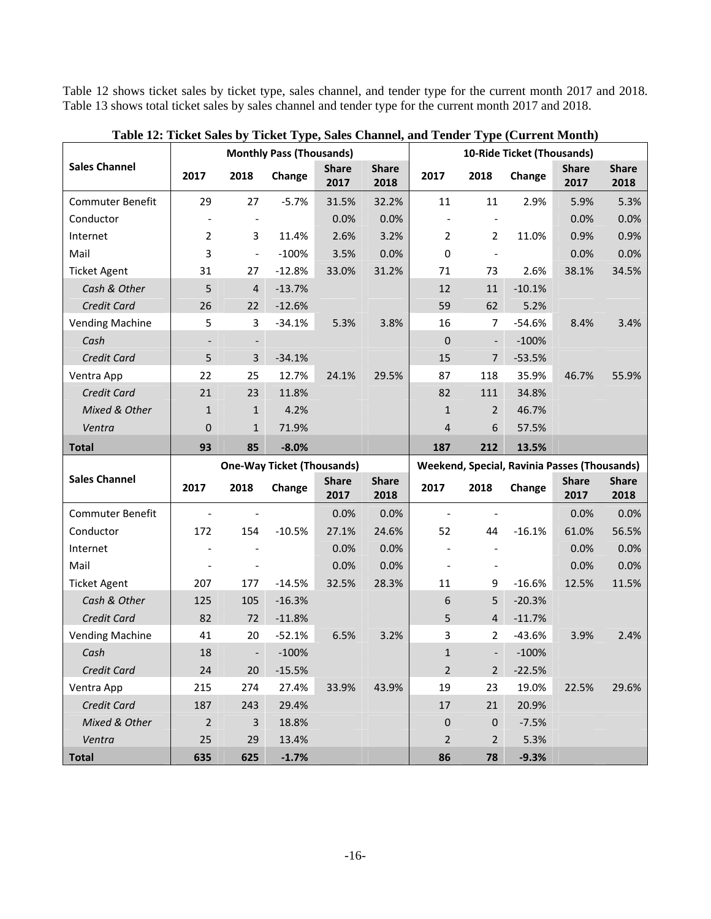Table 12 shows ticket sales by ticket type, sales channel, and tender type for the current month 2017 and 2018. Table 13 shows total ticket sales by sales channel and tender type for the current month 2017 and 2018.

**Table 12: Ticket Sales by Ticket Type, Sales Channel, and Tender Type (Current Month)**

| Sales Channel | Monthly Pass (Thousands) | | | | | 10-Ride Ticket (Thousands) | | | | |
|---|---|---|---|---|---|---|---|---|---|---|
| | 2017 | 2018 | Change | Share 2017 | Share 2018 | 2017 | 2018 | Change | Share 2017 | Share 2018 |
| Commuter Benefit | 29 | 27 | -5.7% | 31.5% | 32.2% | 11 | 11 | 2.9% | 5.9% | 5.3% |
| Conductor | - | - | | 0.0% | 0.0% | - | - | | 0.0% | 0.0% |
| Internet | 2 | 3 | 11.4% | 2.6% | 3.2% | 2 | 2 | 11.0% | 0.9% | 0.9% |
| Mail | 3 | - | -100% | 3.5% | 0.0% | 0 | - | | 0.0% | 0.0% |
| Ticket Agent | 31 | 27 | -12.8% | 33.0% | 31.2% | 71 | 73 | 2.6% | 38.1% | 34.5% |
| *Cash & Other* | 5 | 4 | -13.7% | | | 12 | 11 | -10.1% | | |
| *Credit Card* | 26 | 22 | -12.6% | | | 59 | 62 | 5.2% | | |
| Vending Machine | 5 | 3 | -34.1% | 5.3% | 3.8% | 16 | 7 | -54.6% | 8.4% | 3.4% |
| *Cash* | - | - | | | | 0 | - | -100% | | |
| *Credit Card* | 5 | 3 | -34.1% | | | 15 | 7 | -53.5% | | |
| Ventra App | 22 | 25 | 12.7% | 24.1% | 29.5% | 87 | 118 | 35.9% | 46.7% | 55.9% |
| *Credit Card* | 21 | 23 | 11.8% | | | 82 | 111 | 34.8% | | |
| *Mixed & Other* | 1 | 1 | 4.2% | | | 1 | 2 | 46.7% | | |
| *Ventra* | 0 | 1 | 71.9% | | | 4 | 6 | 57.5% | | |
| **Total** | **93** | **85** | **-8.0%** | | | **187** | **212** | **13.5%** | | |
| **Sales Channel** | **One-Way Ticket (Thousands)** | | | | | **Weekend, Special, Ravinia Passes (Thousands)** | | | | |
| | **2017** | **2018** | **Change** | **Share 2017** | **Share 2018** | **2017** | **2018** | **Change** | **Share 2017** | **Share 2018** |
| Commuter Benefit | - | - | | 0.0% | 0.0% | - | - | | 0.0% | 0.0% |
| Conductor | 172 | 154 | -10.5% | 27.1% | 24.6% | 52 | 44 | -16.1% | 61.0% | 56.5% |
| Internet | - | - | | 0.0% | 0.0% | - | - | | 0.0% | 0.0% |
| Mail | - | - | | 0.0% | 0.0% | - | - | | 0.0% | 0.0% |
| Ticket Agent | 207 | 177 | -14.5% | 32.5% | 28.3% | 11 | 9 | -16.6% | 12.5% | 11.5% |
| *Cash & Other* | 125 | 105 | -16.3% | | | 6 | 5 | -20.3% | | |
| *Credit Card* | 82 | 72 | -11.8% | | | 5 | 4 | -11.7% | | |
| Vending Machine | 41 | 20 | -52.1% | 6.5% | 3.2% | 3 | 2 | -43.6% | 3.9% | 2.4% |
| *Cash* | 18 | - | -100% | | | 1 | - | -100% | | |
| *Credit Card* | 24 | 20 | -15.5% | | | 2 | 2 | -22.5% | | |
| Ventra App | 215 | 274 | 27.4% | 33.9% | 43.9% | 19 | 23 | 19.0% | 22.5% | 29.6% |
| *Credit Card* | 187 | 243 | 29.4% | | | 17 | 21 | 20.9% | | |
| *Mixed & Other* | 2 | 3 | 18.8% | | | 0 | 0 | -7.5% | | |
| *Ventra* | 25 | 29 | 13.4% | | | 2 | 2 | 5.3% | | |
| **Total** | **635** | **625** | **-1.7%** | | | **86** | **78** | **-9.3%** | | |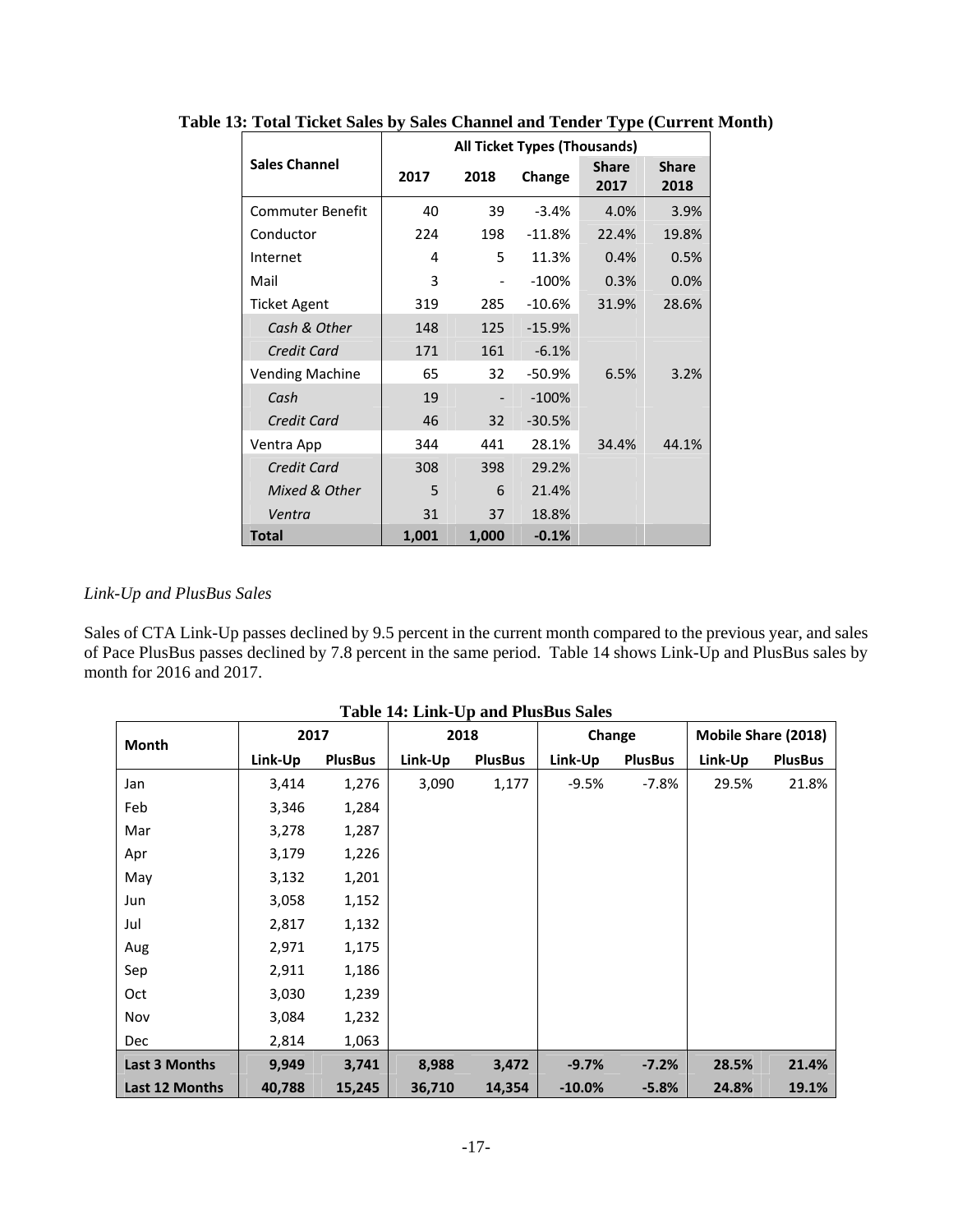**Table 13: Total Ticket Sales by Sales Channel and Tender Type (Current Month)**

| Sales Channel | All Ticket Types (Thousands) | | | | |
|---|---|---|---|---|---|
| | 2017 | 2018 | Change | Share 2017 | Share 2018 |
| Commuter Benefit | 40 | 39 | -3.4% | 4.0% | 3.9% |
| Conductor | 224 | 198 | -11.8% | 22.4% | 19.8% |
| Internet | 4 | 5 | 11.3% | 0.4% | 0.5% |
| Mail | 3 | - | -100% | 0.3% | 0.0% |
| Ticket Agent | 319 | 285 | -10.6% | 31.9% | 28.6% |
| *Cash & Other* | 148 | 125 | -15.9% | | |
| *Credit Card* | 171 | 161 | -6.1% | | |
| Vending Machine | 65 | 32 | -50.9% | 6.5% | 3.2% |
| *Cash* | 19 | - | -100% | | |
| *Credit Card* | 46 | 32 | -30.5% | | |
| Ventra App | 344 | 441 | 28.1% | 34.4% | 44.1% |
| *Credit Card* | 308 | 398 | 29.2% | | |
| *Mixed & Other* | 5 | 6 | 21.4% | | |
| *Ventra* | 31 | 37 | 18.8% | | |
| **Total** | **1,001** | **1,000** | **-0.1%** | | |

*Link-Up and PlusBus Sales*

Sales of CTA Link-Up passes declined by 9.5 percent in the current month compared to the previous year, and sales of Pace PlusBus passes declined by 7.8 percent in the same period. Table 14 shows Link-Up and PlusBus sales by month for 2016 and 2017.

**Table 14: Link-Up and PlusBus Sales**

| Month | 2017 | | 2018 | | Change | | Mobile Share (2018) | |
|---|---|---|---|---|---|---|---|---|
| | Link-Up | PlusBus | Link-Up | PlusBus | Link-Up | PlusBus | Link-Up | PlusBus |
| Jan | 3,414 | 1,276 | 3,090 | 1,177 | -9.5% | -7.8% | 29.5% | 21.8% |
| Feb | 3,346 | 1,284 | | | | | | |
| Mar | 3,278 | 1,287 | | | | | | |
| Apr | 3,179 | 1,226 | | | | | | |
| May | 3,132 | 1,201 | | | | | | |
| Jun | 3,058 | 1,152 | | | | | | |
| Jul | 2,817 | 1,132 | | | | | | |
| Aug | 2,971 | 1,175 | | | | | | |
| Sep | 2,911 | 1,186 | | | | | | |
| Oct | 3,030 | 1,239 | | | | | | |
| Nov | 3,084 | 1,232 | | | | | | |
| Dec | 2,814 | 1,063 | | | | | | |
| **Last 3 Months** | **9,949** | **3,741** | **8,988** | **3,472** | **-9.7%** | **-7.2%** | **28.5%** | **21.4%** |
| **Last 12 Months** | **40,788** | **15,245** | **36,710** | **14,354** | **-10.0%** | **-5.8%** | **24.8%** | **19.1%** |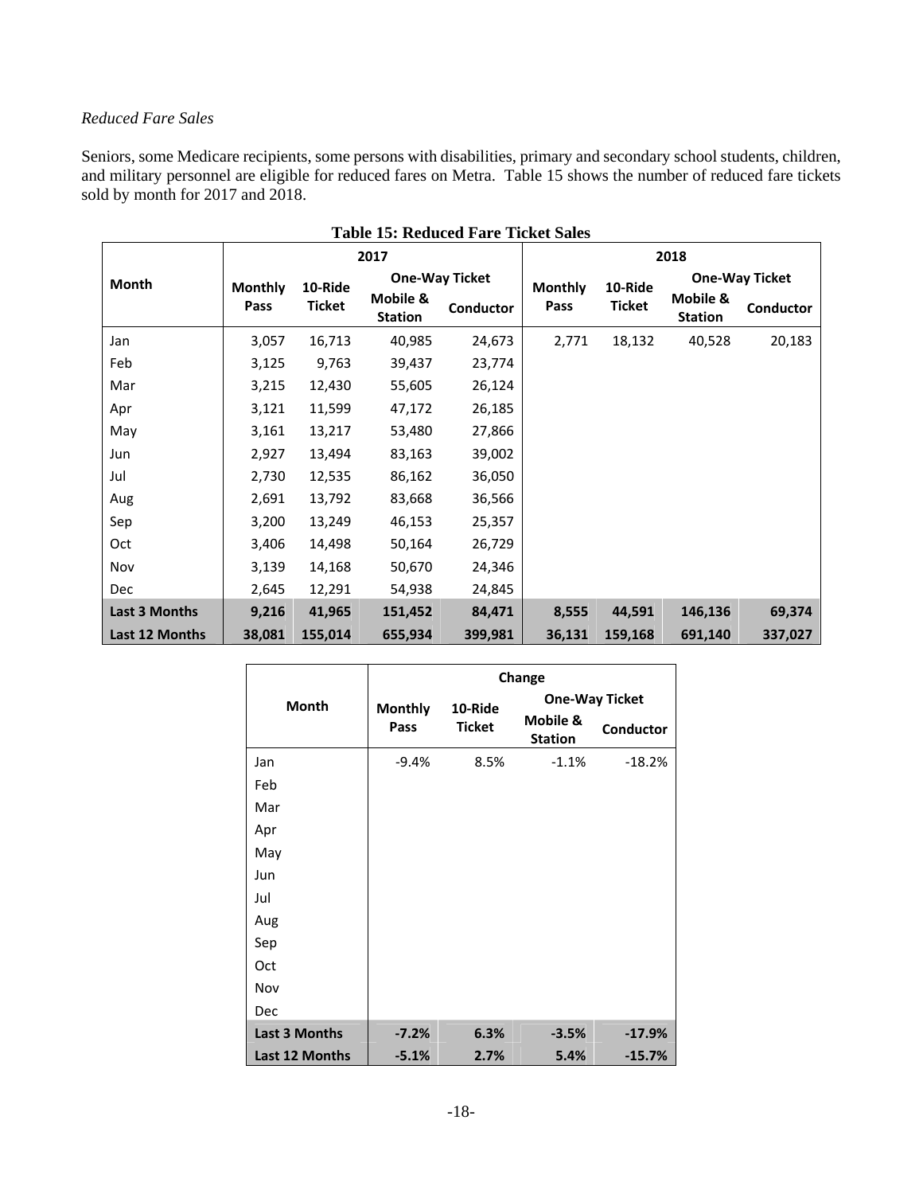*Reduced Fare Sales*

Seniors, some Medicare recipients, some persons with disabilities, primary and secondary school students, children, and military personnel are eligible for reduced fares on Metra. Table 15 shows the number of reduced fare tickets sold by month for 2017 and 2018.

**Table 15: Reduced Fare Ticket Sales**

| Month | 2017 | | | | 2018 | | | |
|---|---|---|---|---|---|---|---|---|
| | Monthly Pass | 10-Ride Ticket | One-Way Ticket | | Monthly Pass | 10-Ride Ticket | One-Way Ticket | |
| | | | Mobile & Station | Conductor | | | Mobile & Station | Conductor |
| Jan | 3,057 | 16,713 | 40,985 | 24,673 | 2,771 | 18,132 | 40,528 | 20,183 |
| Feb | 3,125 | 9,763 | 39,437 | 23,774 | | | | |
| Mar | 3,215 | 12,430 | 55,605 | 26,124 | | | | |
| Apr | 3,121 | 11,599 | 47,172 | 26,185 | | | | |
| May | 3,161 | 13,217 | 53,480 | 27,866 | | | | |
| Jun | 2,927 | 13,494 | 83,163 | 39,002 | | | | |
| Jul | 2,730 | 12,535 | 86,162 | 36,050 | | | | |
| Aug | 2,691 | 13,792 | 83,668 | 36,566 | | | | |
| Sep | 3,200 | 13,249 | 46,153 | 25,357 | | | | |
| Oct | 3,406 | 14,498 | 50,164 | 26,729 | | | | |
| Nov | 3,139 | 14,168 | 50,670 | 24,346 | | | | |
| Dec | 2,645 | 12,291 | 54,938 | 24,845 | | | | |
| **Last 3 Months** | **9,216** | **41,965** | **151,452** | **84,471** | **8,555** | **44,591** | **146,136** | **69,374** |
| **Last 12 Months** | **38,081** | **155,014** | **655,934** | **399,981** | **36,131** | **159,168** | **691,140** | **337,027** |

| Month | Change | | | |
|---|---|---|---|---|
| | Monthly Pass | 10-Ride Ticket | One-Way Ticket | |
| | | | Mobile & Station | Conductor |
| Jan | -9.4% | 8.5% | -1.1% | -18.2% |
| Feb | | | | |
| Mar | | | | |
| Apr | | | | |
| May | | | | |
| Jun | | | | |
| Jul | | | | |
| Aug | | | | |
| Sep | | | | |
| Oct | | | | |
| Nov | | | | |
| Dec | | | | |
| **Last 3 Months** | **-7.2%** | **6.3%** | **-3.5%** | **-17.9%** |
| **Last 12 Months** | **-5.1%** | **2.7%** | **5.4%** | **-15.7%** |